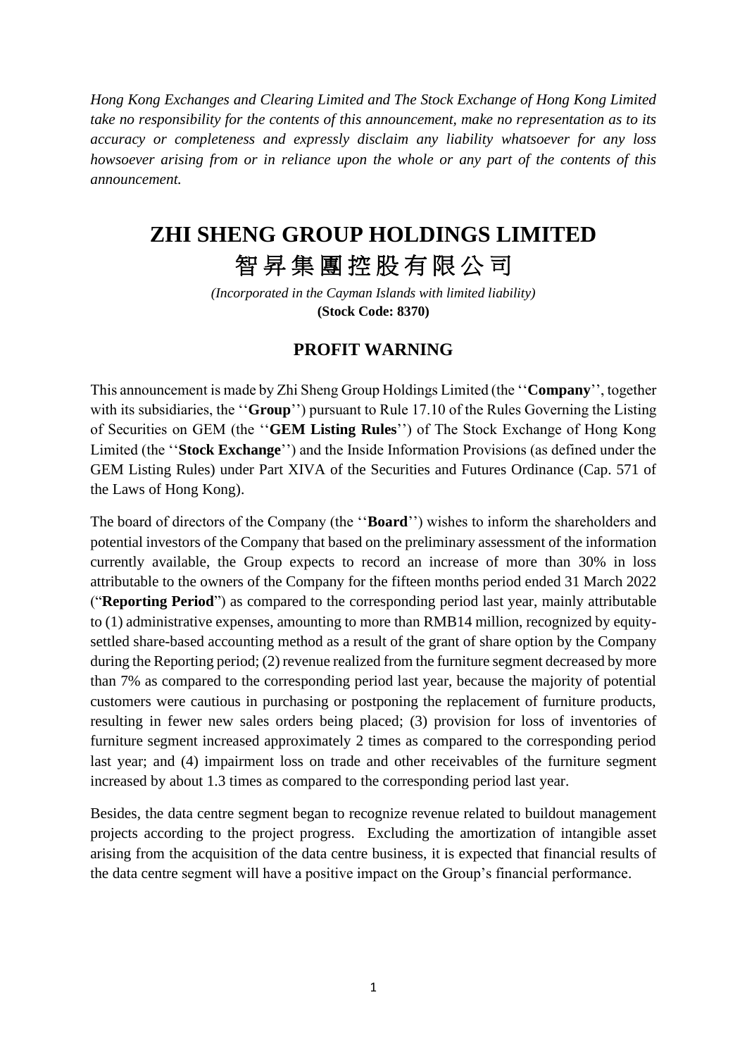*Hong Kong Exchanges and Clearing Limited and The Stock Exchange of Hong Kong Limited take no responsibility for the contents of this announcement, make no representation as to its accuracy or completeness and expressly disclaim any liability whatsoever for any loss howsoever arising from or in reliance upon the whole or any part of the contents of this announcement.*

# ZHI SHENG GROUP HOLDINGS LIMITED
# 智昇集團控股有限公司

*(Incorporated in the Cayman Islands with limited liability)*
**(Stock Code: 8370)**

## PROFIT WARNING

This announcement is made by Zhi Sheng Group Holdings Limited (the ''**Company**'', together with its subsidiaries, the ''**Group**'') pursuant to Rule 17.10 of the Rules Governing the Listing of Securities on GEM (the ''**GEM Listing Rules**'') of The Stock Exchange of Hong Kong Limited (the ''**Stock Exchange**'') and the Inside Information Provisions (as defined under the GEM Listing Rules) under Part XIVA of the Securities and Futures Ordinance (Cap. 571 of the Laws of Hong Kong).

The board of directors of the Company (the ''**Board**'') wishes to inform the shareholders and potential investors of the Company that based on the preliminary assessment of the information currently available, the Group expects to record an increase of more than 30% in loss attributable to the owners of the Company for the fifteen months period ended 31 March 2022 ("**Reporting Period**") as compared to the corresponding period last year, mainly attributable to (1) administrative expenses, amounting to more than RMB14 million, recognized by equity-settled share-based accounting method as a result of the grant of share option by the Company during the Reporting period; (2) revenue realized from the furniture segment decreased by more than 7% as compared to the corresponding period last year, because the majority of potential customers were cautious in purchasing or postponing the replacement of furniture products, resulting in fewer new sales orders being placed; (3) provision for loss of inventories of furniture segment increased approximately 2 times as compared to the corresponding period last year; and (4) impairment loss on trade and other receivables of the furniture segment increased by about 1.3 times as compared to the corresponding period last year.

Besides, the data centre segment began to recognize revenue related to buildout management projects according to the project progress. Excluding the amortization of intangible asset arising from the acquisition of the data centre business, it is expected that financial results of the data centre segment will have a positive impact on the Group's financial performance.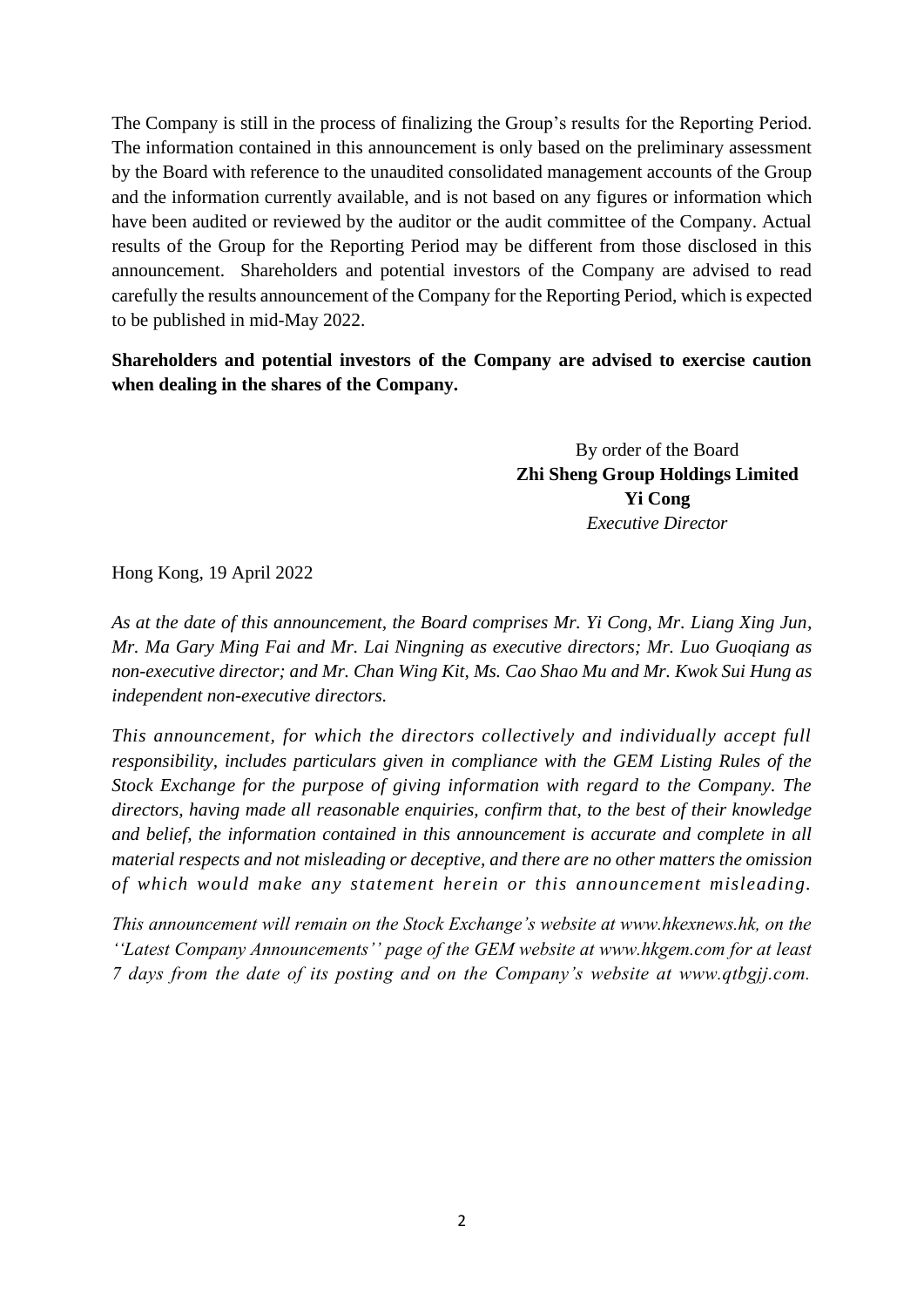The Company is still in the process of finalizing the Group's results for the Reporting Period. The information contained in this announcement is only based on the preliminary assessment by the Board with reference to the unaudited consolidated management accounts of the Group and the information currently available, and is not based on any figures or information which have been audited or reviewed by the auditor or the audit committee of the Company. Actual results of the Group for the Reporting Period may be different from those disclosed in this announcement. Shareholders and potential investors of the Company are advised to read carefully the results announcement of the Company for the Reporting Period, which is expected to be published in mid-May 2022.

**Shareholders and potential investors of the Company are advised to exercise caution when dealing in the shares of the Company.**

By order of the Board
**Zhi Sheng Group Holdings Limited**
**Yi Cong**
*Executive Director*

Hong Kong, 19 April 2022

*As at the date of this announcement, the Board comprises Mr. Yi Cong, Mr. Liang Xing Jun, Mr. Ma Gary Ming Fai and Mr. Lai Ningning as executive directors; Mr. Luo Guoqiang as non-executive director; and Mr. Chan Wing Kit, Ms. Cao Shao Mu and Mr. Kwok Sui Hung as independent non-executive directors.*

*This announcement, for which the directors collectively and individually accept full responsibility, includes particulars given in compliance with the GEM Listing Rules of the Stock Exchange for the purpose of giving information with regard to the Company. The directors, having made all reasonable enquiries, confirm that, to the best of their knowledge and belief, the information contained in this announcement is accurate and complete in all material respects and not misleading or deceptive, and there are no other matters the omission of which would make any statement herein or this announcement misleading.*

*This announcement will remain on the Stock Exchange's website at www.hkexnews.hk, on the ''Latest Company Announcements'' page of the GEM website at www.hkgem.com for at least 7 days from the date of its posting and on the Company's website at www.qtbgjj.com.*